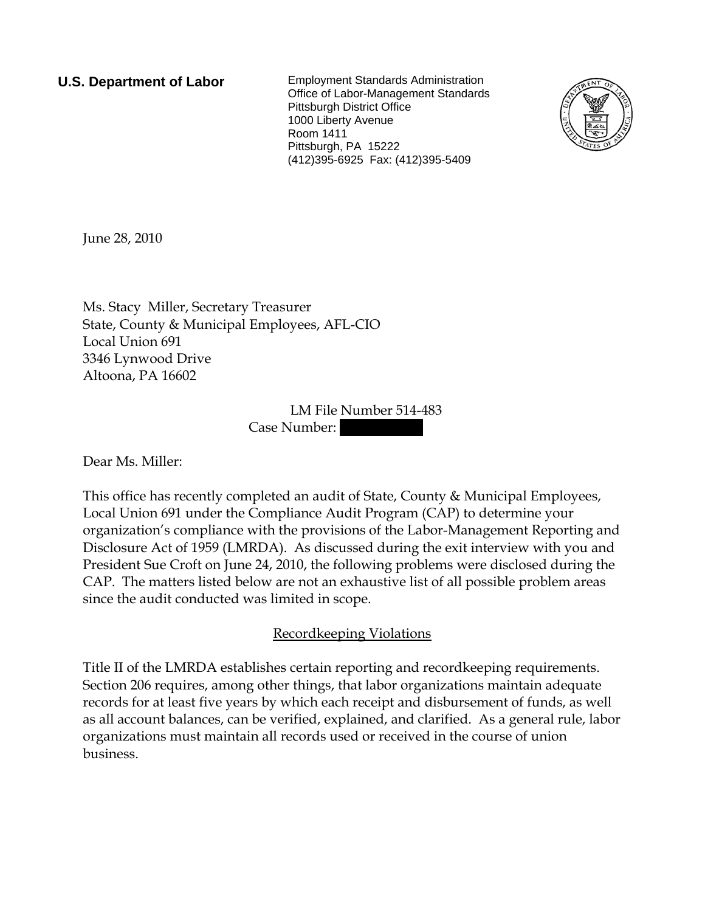**U.S. Department of Labor**

Employment Standards Administration
Office of Labor-Management Standards
Pittsburgh District Office
1000 Liberty Avenue
Room 1411
Pittsburgh, PA 15222
(412)395-6925 Fax: (412)395-5409

June 28, 2010

Ms. Stacy Miller, Secretary Treasurer
State, County & Municipal Employees, AFL-CIO
Local Union 691
3346 Lynwood Drive
Altoona, PA 16602

LM File Number 514-483
Case Number: 

Dear Ms. Miller:

This office has recently completed an audit of State, County & Municipal Employees, Local Union 691 under the Compliance Audit Program (CAP) to determine your organization's compliance with the provisions of the Labor-Management Reporting and Disclosure Act of 1959 (LMRDA). As discussed during the exit interview with you and President Sue Croft on June 24, 2010, the following problems were disclosed during the CAP. The matters listed below are not an exhaustive list of all possible problem areas since the audit conducted was limited in scope.

## Recordkeeping Violations

Title II of the LMRDA establishes certain reporting and recordkeeping requirements. Section 206 requires, among other things, that labor organizations maintain adequate records for at least five years by which each receipt and disbursement of funds, as well as all account balances, can be verified, explained, and clarified. As a general rule, labor organizations must maintain all records used or received in the course of union business.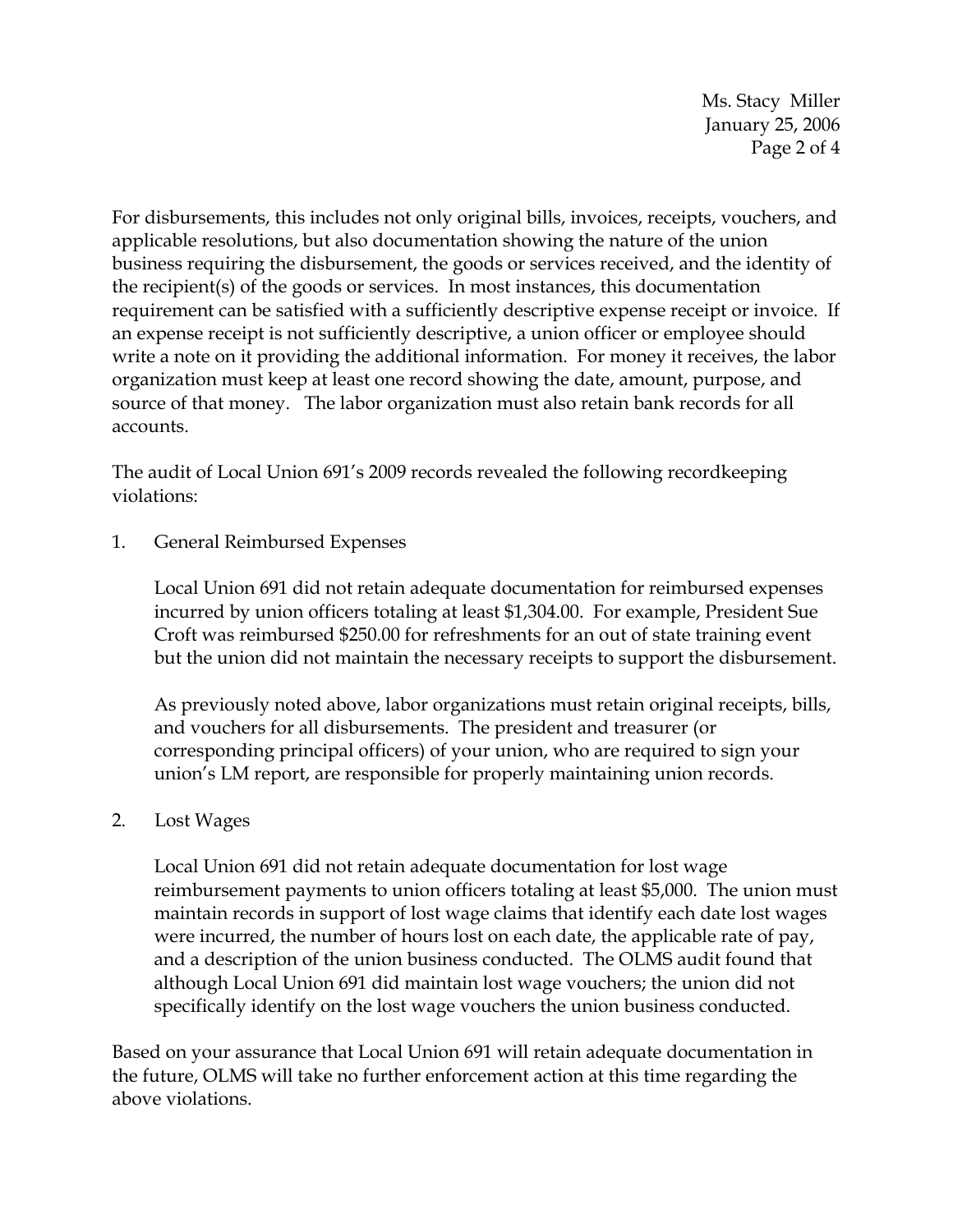For disbursements, this includes not only original bills, invoices, receipts, vouchers, and applicable resolutions, but also documentation showing the nature of the union business requiring the disbursement, the goods or services received, and the identity of the recipient(s) of the goods or services. In most instances, this documentation requirement can be satisfied with a sufficiently descriptive expense receipt or invoice. If an expense receipt is not sufficiently descriptive, a union officer or employee should write a note on it providing the additional information. For money it receives, the labor organization must keep at least one record showing the date, amount, purpose, and source of that money. The labor organization must also retain bank records for all accounts.

The audit of Local Union 691's 2009 records revealed the following recordkeeping violations:

1. General Reimbursed Expenses

   Local Union 691 did not retain adequate documentation for reimbursed expenses incurred by union officers totaling at least $1,304.00. For example, President Sue Croft was reimbursed $250.00 for refreshments for an out of state training event but the union did not maintain the necessary receipts to support the disbursement.

   As previously noted above, labor organizations must retain original receipts, bills, and vouchers for all disbursements. The president and treasurer (or corresponding principal officers) of your union, who are required to sign your union's LM report, are responsible for properly maintaining union records.

2. Lost Wages

   Local Union 691 did not retain adequate documentation for lost wage reimbursement payments to union officers totaling at least $5,000. The union must maintain records in support of lost wage claims that identify each date lost wages were incurred, the number of hours lost on each date, the applicable rate of pay, and a description of the union business conducted. The OLMS audit found that although Local Union 691 did maintain lost wage vouchers; the union did not specifically identify on the lost wage vouchers the union business conducted.

Based on your assurance that Local Union 691 will retain adequate documentation in the future, OLMS will take no further enforcement action at this time regarding the above violations.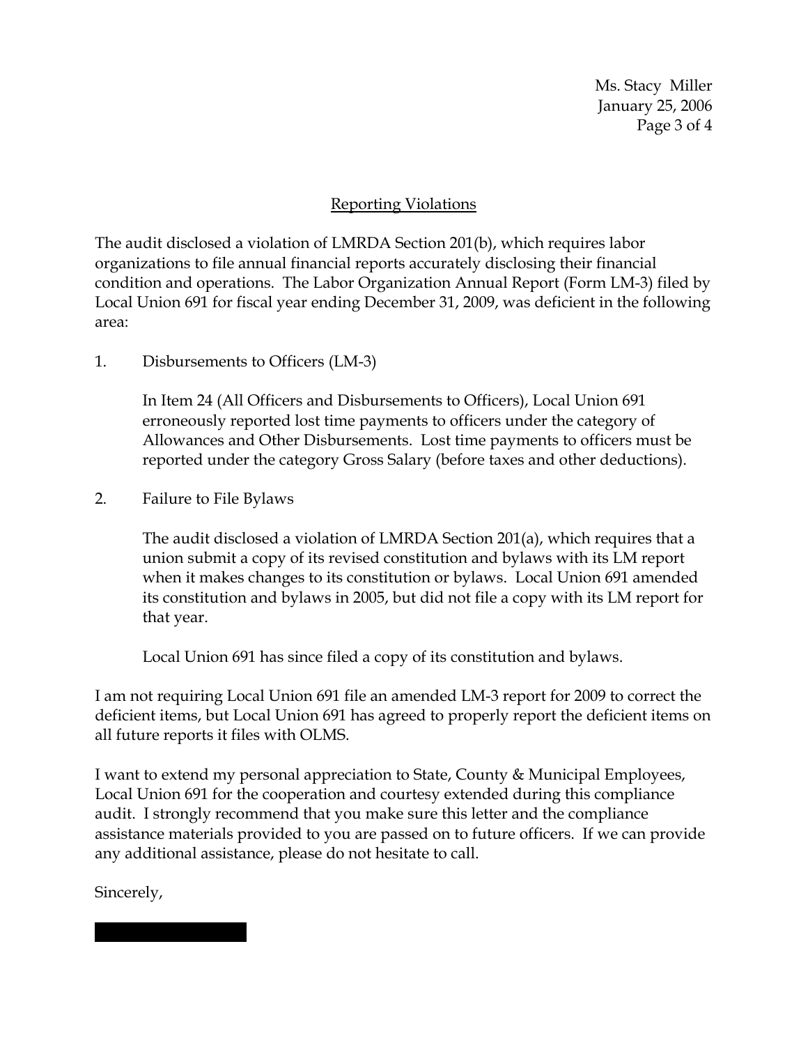## Reporting Violations

The audit disclosed a violation of LMRDA Section 201(b), which requires labor organizations to file annual financial reports accurately disclosing their financial condition and operations. The Labor Organization Annual Report (Form LM-3) filed by Local Union 691 for fiscal year ending December 31, 2009, was deficient in the following area:

1. Disbursements to Officers (LM-3)

   In Item 24 (All Officers and Disbursements to Officers), Local Union 691 erroneously reported lost time payments to officers under the category of Allowances and Other Disbursements. Lost time payments to officers must be reported under the category Gross Salary (before taxes and other deductions).

2. Failure to File Bylaws

   The audit disclosed a violation of LMRDA Section 201(a), which requires that a union submit a copy of its revised constitution and bylaws with its LM report when it makes changes to its constitution or bylaws. Local Union 691 amended its constitution and bylaws in 2005, but did not file a copy with its LM report for that year.

   Local Union 691 has since filed a copy of its constitution and bylaws.

I am not requiring Local Union 691 file an amended LM-3 report for 2009 to correct the deficient items, but Local Union 691 has agreed to properly report the deficient items on all future reports it files with OLMS.

I want to extend my personal appreciation to State, County & Municipal Employees, Local Union 691 for the cooperation and courtesy extended during this compliance audit. I strongly recommend that you make sure this letter and the compliance assistance materials provided to you are passed on to future officers. If we can provide any additional assistance, please do not hesitate to call.

Sincerely,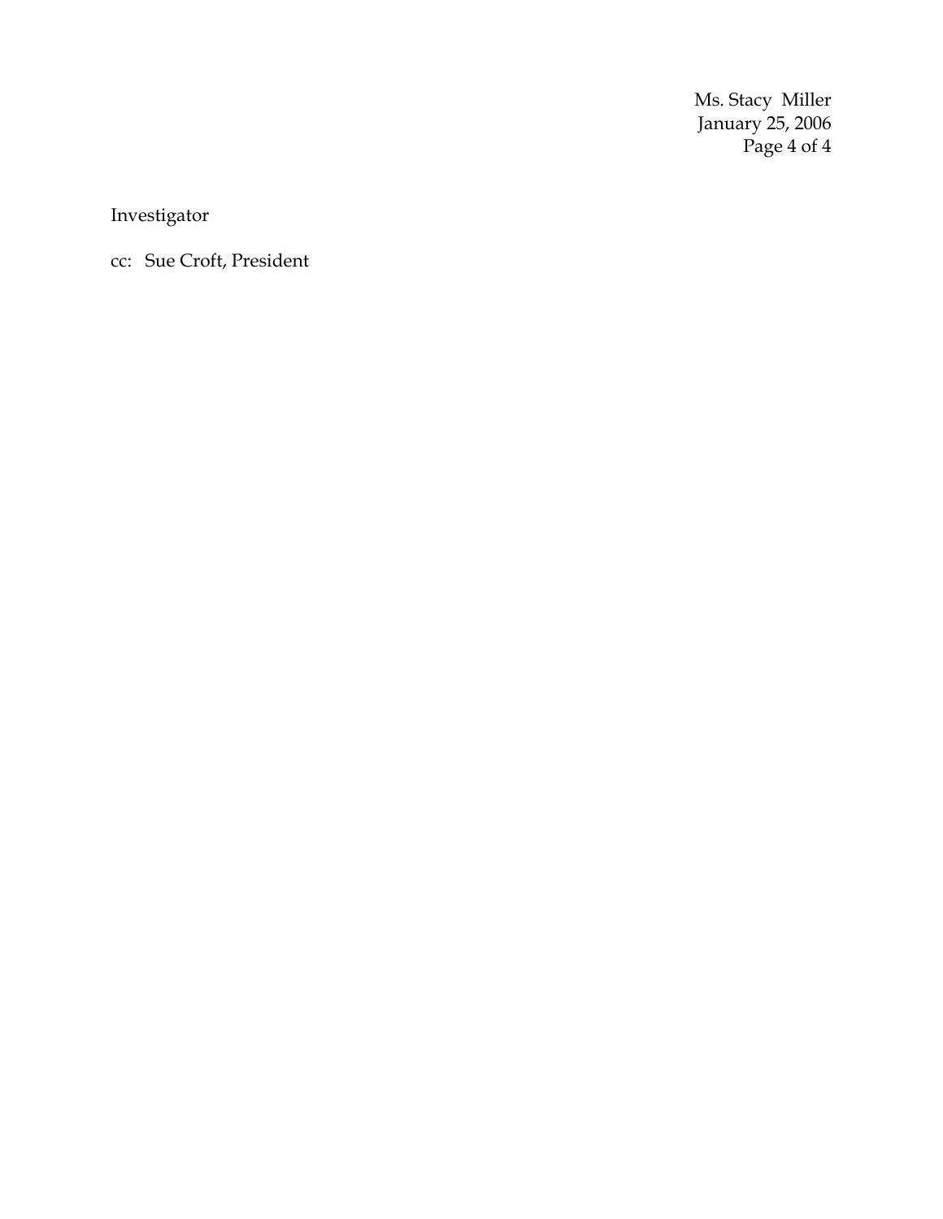Investigator

cc: Sue Croft, President